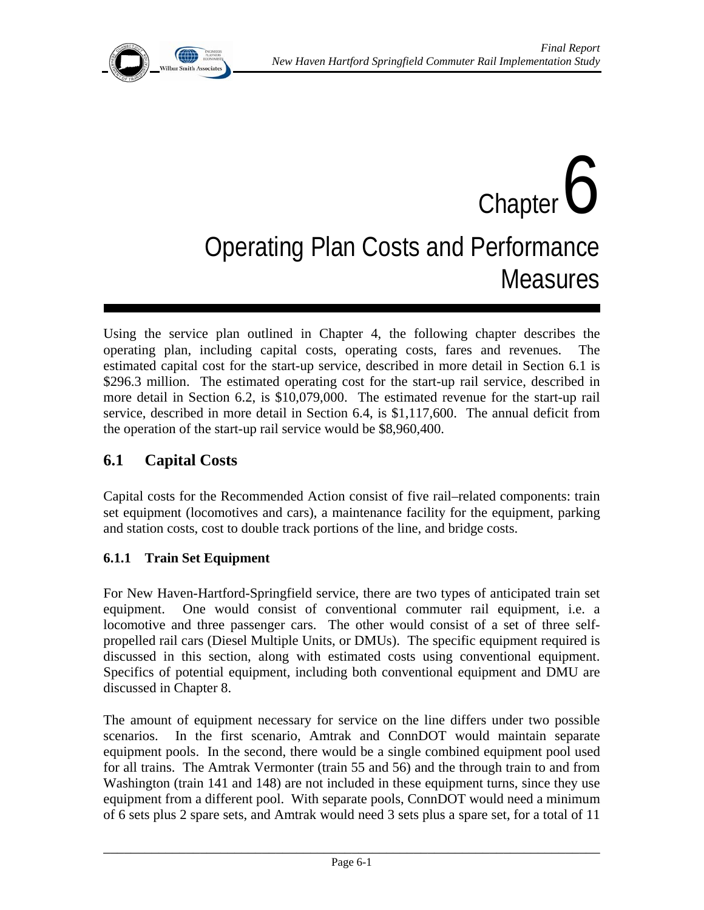# Chapter 6

# Operating Plan Costs and Performance Measures

Using the service plan outlined in Chapter 4, the following chapter describes the operating plan, including capital costs, operating costs, fares and revenues. The estimated capital cost for the start-up service, described in more detail in Section 6.1 is $296.3 million. The estimated operating cost for the start-up rail service, described in more detail in Section 6.2, is $10,079,000. The estimated revenue for the start-up rail service, described in more detail in Section 6.4, is $1,117,600. The annual deficit from the operation of the start-up rail service would be $8,960,400.

## 6.1 Capital Costs

Capital costs for the Recommended Action consist of five rail–related components: train set equipment (locomotives and cars), a maintenance facility for the equipment, parking and station costs, cost to double track portions of the line, and bridge costs.

### 6.1.1 Train Set Equipment

For New Haven-Hartford-Springfield service, there are two types of anticipated train set equipment. One would consist of conventional commuter rail equipment, i.e. a locomotive and three passenger cars. The other would consist of a set of three self-propelled rail cars (Diesel Multiple Units, or DMUs). The specific equipment required is discussed in this section, along with estimated costs using conventional equipment. Specifics of potential equipment, including both conventional equipment and DMU are discussed in Chapter 8.

The amount of equipment necessary for service on the line differs under two possible scenarios. In the first scenario, Amtrak and ConnDOT would maintain separate equipment pools. In the second, there would be a single combined equipment pool used for all trains. The Amtrak Vermonter (train 55 and 56) and the through train to and from Washington (train 141 and 148) are not included in these equipment turns, since they use equipment from a different pool. With separate pools, ConnDOT would need a minimum of 6 sets plus 2 spare sets, and Amtrak would need 3 sets plus a spare set, for a total of 11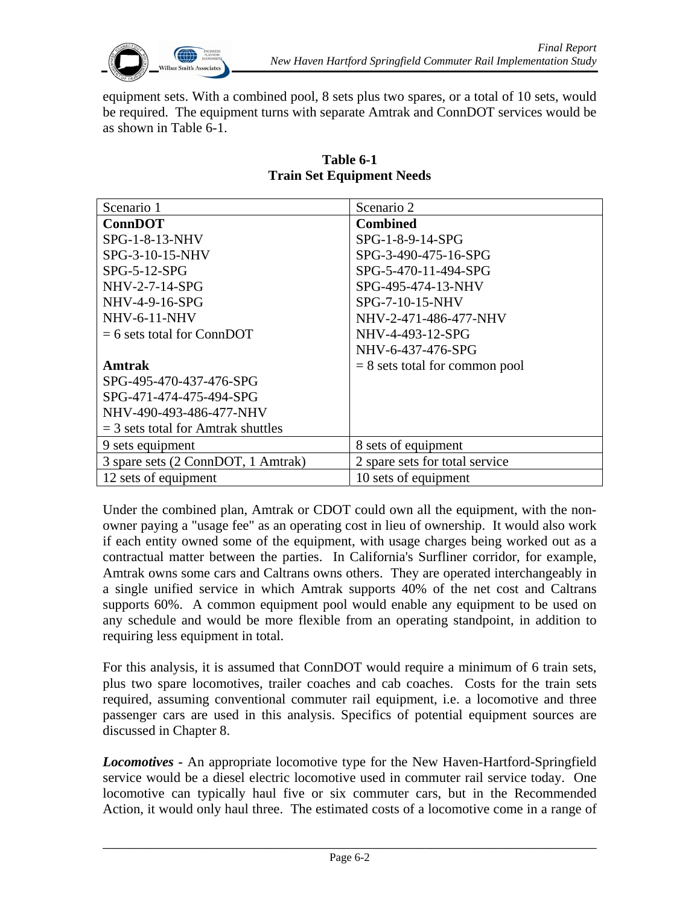equipment sets. With a combined pool, 8 sets plus two spares, or a total of 10 sets, would be required. The equipment turns with separate Amtrak and ConnDOT services would be as shown in Table 6-1.

**Table 6-1**
**Train Set Equipment Needs**

| Scenario 1 | Scenario 2 |
|---|---|
| **ConnDOT**<br>SPG-1-8-13-NHV<br>SPG-3-10-15-NHV<br>SPG-5-12-SPG<br>NHV-2-7-14-SPG<br>NHV-4-9-16-SPG<br>NHV-6-11-NHV<br>= 6 sets total for ConnDOT<br><br>**Amtrak**<br>SPG-495-470-437-476-SPG<br>SPG-471-474-475-494-SPG<br>NHV-490-493-486-477-NHV<br>= 3 sets total for Amtrak shuttles | **Combined**<br>SPG-1-8-9-14-SPG<br>SPG-3-490-475-16-SPG<br>SPG-5-470-11-494-SPG<br>SPG-495-474-13-NHV<br>SPG-7-10-15-NHV<br>NHV-2-471-486-477-NHV<br>NHV-4-493-12-SPG<br>NHV-6-437-476-SPG<br>= 8 sets total for common pool |
| 9 sets equipment | 8 sets of equipment |
| 3 spare sets (2 ConnDOT, 1 Amtrak) | 2 spare sets for total service |
| 12 sets of equipment | 10 sets of equipment |

Under the combined plan, Amtrak or CDOT could own all the equipment, with the non-owner paying a "usage fee" as an operating cost in lieu of ownership. It would also work if each entity owned some of the equipment, with usage charges being worked out as a contractual matter between the parties. In California's Surfliner corridor, for example, Amtrak owns some cars and Caltrans owns others. They are operated interchangeably in a single unified service in which Amtrak supports 40% of the net cost and Caltrans supports 60%. A common equipment pool would enable any equipment to be used on any schedule and would be more flexible from an operating standpoint, in addition to requiring less equipment in total.

For this analysis, it is assumed that ConnDOT would require a minimum of 6 train sets, plus two spare locomotives, trailer coaches and cab coaches. Costs for the train sets required, assuming conventional commuter rail equipment, i.e. a locomotive and three passenger cars are used in this analysis. Specifics of potential equipment sources are discussed in Chapter 8.

***Locomotives*** - An appropriate locomotive type for the New Haven-Hartford-Springfield service would be a diesel electric locomotive used in commuter rail service today. One locomotive can typically haul five or six commuter cars, but in the Recommended Action, it would only haul three. The estimated costs of a locomotive come in a range of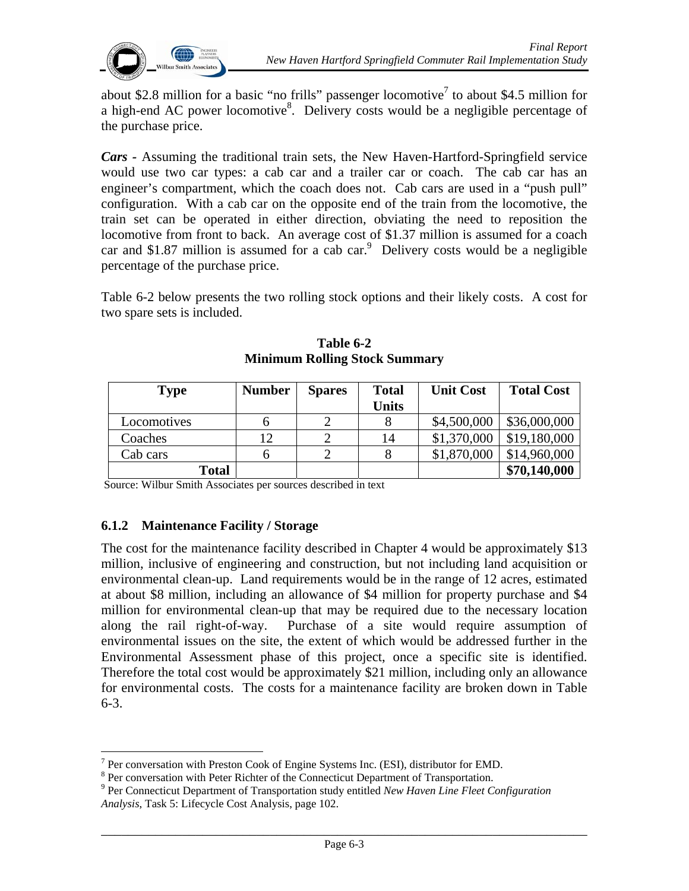about \$2.8 million for a basic "no frills" passenger locomotive[7] to about \$4.5 million for a high-end AC power locomotive[8]. Delivery costs would be a negligible percentage of the purchase price.

***Cars -*** Assuming the traditional train sets, the New Haven-Hartford-Springfield service would use two car types: a cab car and a trailer car or coach. The cab car has an engineer's compartment, which the coach does not. Cab cars are used in a "push pull" configuration. With a cab car on the opposite end of the train from the locomotive, the train set can be operated in either direction, obviating the need to reposition the locomotive from front to back. An average cost of \$1.37 million is assumed for a coach car and \$1.87 million is assumed for a cab car.[9] Delivery costs would be a negligible percentage of the purchase price.

Table 6-2 below presents the two rolling stock options and their likely costs. A cost for two spare sets is included.

**Table 6-2**
**Minimum Rolling Stock Summary**

| Type | Number | Spares | Total Units | Unit Cost | Total Cost |
|---|---|---|---|---|---|
| Locomotives | 6 | 2 | 8 | \$4,500,000 | \$36,000,000 |
| Coaches | 12 | 2 | 14 | \$1,370,000 | \$19,180,000 |
| Cab cars | 6 | 2 | 8 | \$1,870,000 | \$14,960,000 |
| **Total** | | | | | **\$70,140,000** |

Source: Wilbur Smith Associates per sources described in text

### 6.1.2 Maintenance Facility / Storage

The cost for the maintenance facility described in Chapter 4 would be approximately \$13 million, inclusive of engineering and construction, but not including land acquisition or environmental clean-up. Land requirements would be in the range of 12 acres, estimated at about \$8 million, including an allowance of \$4 million for property purchase and \$4 million for environmental clean-up that may be required due to the necessary location along the rail right-of-way. Purchase of a site would require assumption of environmental issues on the site, the extent of which would be addressed further in the Environmental Assessment phase of this project, once a specific site is identified. Therefore the total cost would be approximately \$21 million, including only an allowance for environmental costs. The costs for a maintenance facility are broken down in Table 6-3.

---

[7] Per conversation with Preston Cook of Engine Systems Inc. (ESI), distributor for EMD.

[8] Per conversation with Peter Richter of the Connecticut Department of Transportation.

[9] Per Connecticut Department of Transportation study entitled *New Haven Line Fleet Configuration Analysis*, Task 5: Lifecycle Cost Analysis, page 102.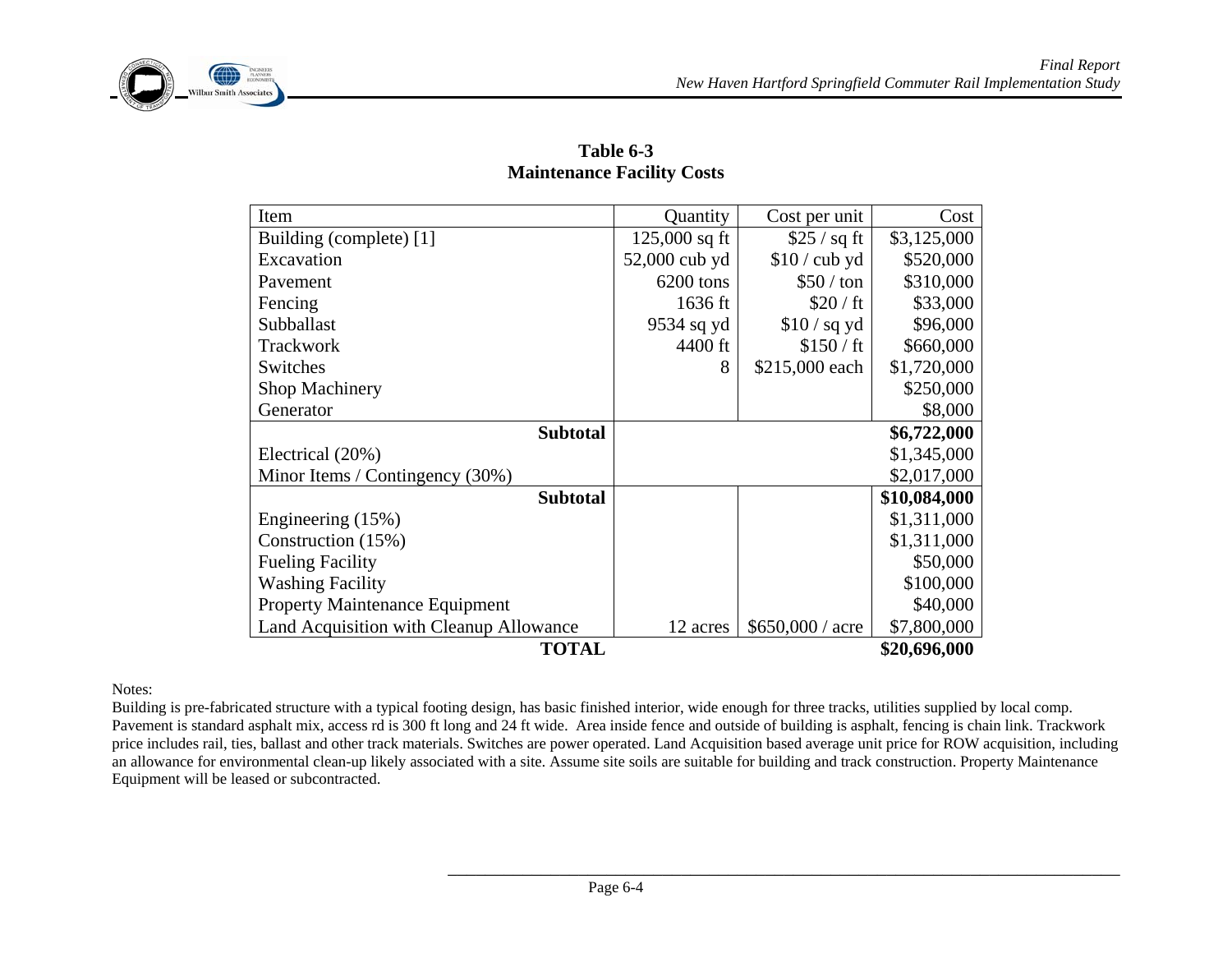**Table 6-3**
**Maintenance Facility Costs**

| Item | Quantity | Cost per unit | Cost |
|---|---|---|---|
| Building (complete) [1] | 125,000 sq ft | $25 / sq ft | $3,125,000 |
| Excavation | 52,000 cub yd | $10 / cub yd | $520,000 |
| Pavement | 6200 tons | $50 / ton | $310,000 |
| Fencing | 1636 ft | $20 / ft | $33,000 |
| Subballast | 9534 sq yd | $10 / sq yd | $96,000 |
| Trackwork | 4400 ft | $150 / ft | $660,000 |
| Switches | 8 | $215,000 each | $1,720,000 |
| Shop Machinery | | | $250,000 |
| Generator | | | $8,000 |
| **Subtotal** | | | **$6,722,000** |
| Electrical (20%) | | | $1,345,000 |
| Minor Items / Contingency (30%) | | | $2,017,000 |
| **Subtotal** | | | **$10,084,000** |
| Engineering (15%) | | | $1,311,000 |
| Construction (15%) | | | $1,311,000 |
| Fueling Facility | | | $50,000 |
| Washing Facility | | | $100,000 |
| Property Maintenance Equipment | | | $40,000 |
| Land Acquisition with Cleanup Allowance | 12 acres | $650,000 / acre | $7,800,000 |
| **TOTAL** | | | **$20,696,000** |

Notes:
Building is pre-fabricated structure with a typical footing design, has basic finished interior, wide enough for three tracks, utilities supplied by local comp. Pavement is standard asphalt mix, access rd is 300 ft long and 24 ft wide. Area inside fence and outside of building is asphalt, fencing is chain link. Trackwork price includes rail, ties, ballast and other track materials. Switches are power operated. Land Acquisition based average unit price for ROW acquisition, including an allowance for environmental clean-up likely associated with a site. Assume site soils are suitable for building and track construction. Property Maintenance Equipment will be leased or subcontracted.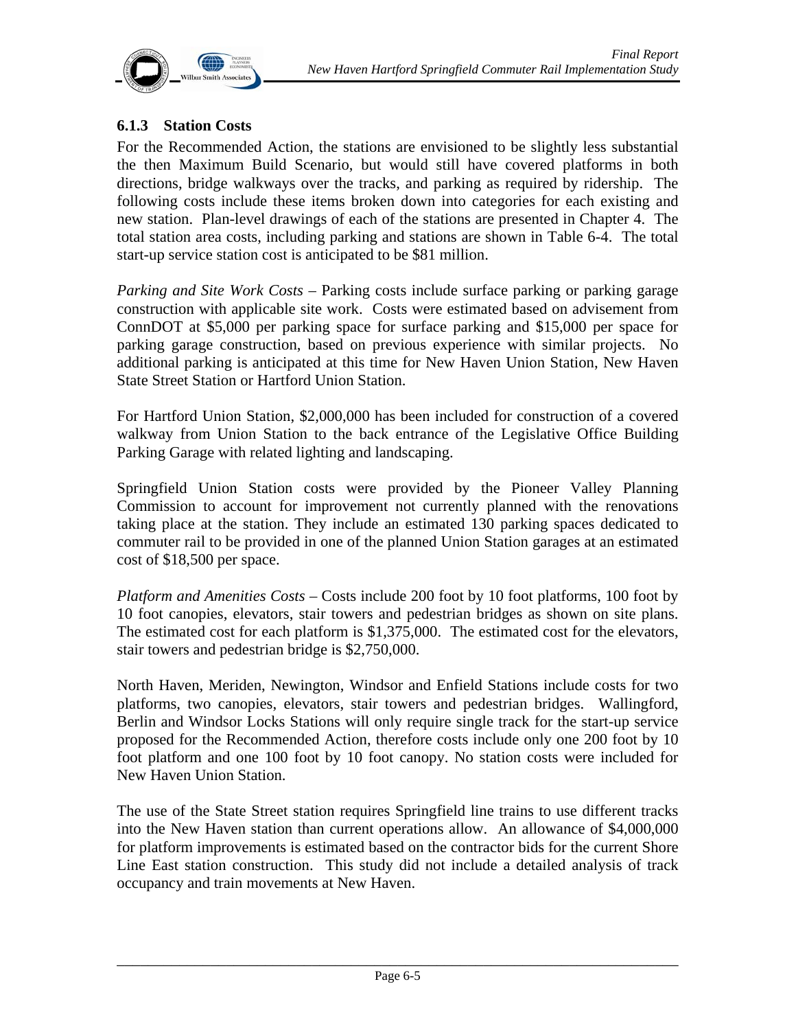### 6.1.3 Station Costs

For the Recommended Action, the stations are envisioned to be slightly less substantial the then Maximum Build Scenario, but would still have covered platforms in both directions, bridge walkways over the tracks, and parking as required by ridership. The following costs include these items broken down into categories for each existing and new station. Plan-level drawings of each of the stations are presented in Chapter 4. The total station area costs, including parking and stations are shown in Table 6-4. The total start-up service station cost is anticipated to be $81 million.

*Parking and Site Work Costs* – Parking costs include surface parking or parking garage construction with applicable site work. Costs were estimated based on advisement from ConnDOT at $5,000 per parking space for surface parking and $15,000 per space for parking garage construction, based on previous experience with similar projects. No additional parking is anticipated at this time for New Haven Union Station, New Haven State Street Station or Hartford Union Station.

For Hartford Union Station, $2,000,000 has been included for construction of a covered walkway from Union Station to the back entrance of the Legislative Office Building Parking Garage with related lighting and landscaping.

Springfield Union Station costs were provided by the Pioneer Valley Planning Commission to account for improvement not currently planned with the renovations taking place at the station. They include an estimated 130 parking spaces dedicated to commuter rail to be provided in one of the planned Union Station garages at an estimated cost of $18,500 per space.

*Platform and Amenities Costs* – Costs include 200 foot by 10 foot platforms, 100 foot by 10 foot canopies, elevators, stair towers and pedestrian bridges as shown on site plans. The estimated cost for each platform is $1,375,000. The estimated cost for the elevators, stair towers and pedestrian bridge is $2,750,000.

North Haven, Meriden, Newington, Windsor and Enfield Stations include costs for two platforms, two canopies, elevators, stair towers and pedestrian bridges. Wallingford, Berlin and Windsor Locks Stations will only require single track for the start-up service proposed for the Recommended Action, therefore costs include only one 200 foot by 10 foot platform and one 100 foot by 10 foot canopy. No station costs were included for New Haven Union Station.

The use of the State Street station requires Springfield line trains to use different tracks into the New Haven station than current operations allow. An allowance of $4,000,000 for platform improvements is estimated based on the contractor bids for the current Shore Line East station construction. This study did not include a detailed analysis of track occupancy and train movements at New Haven.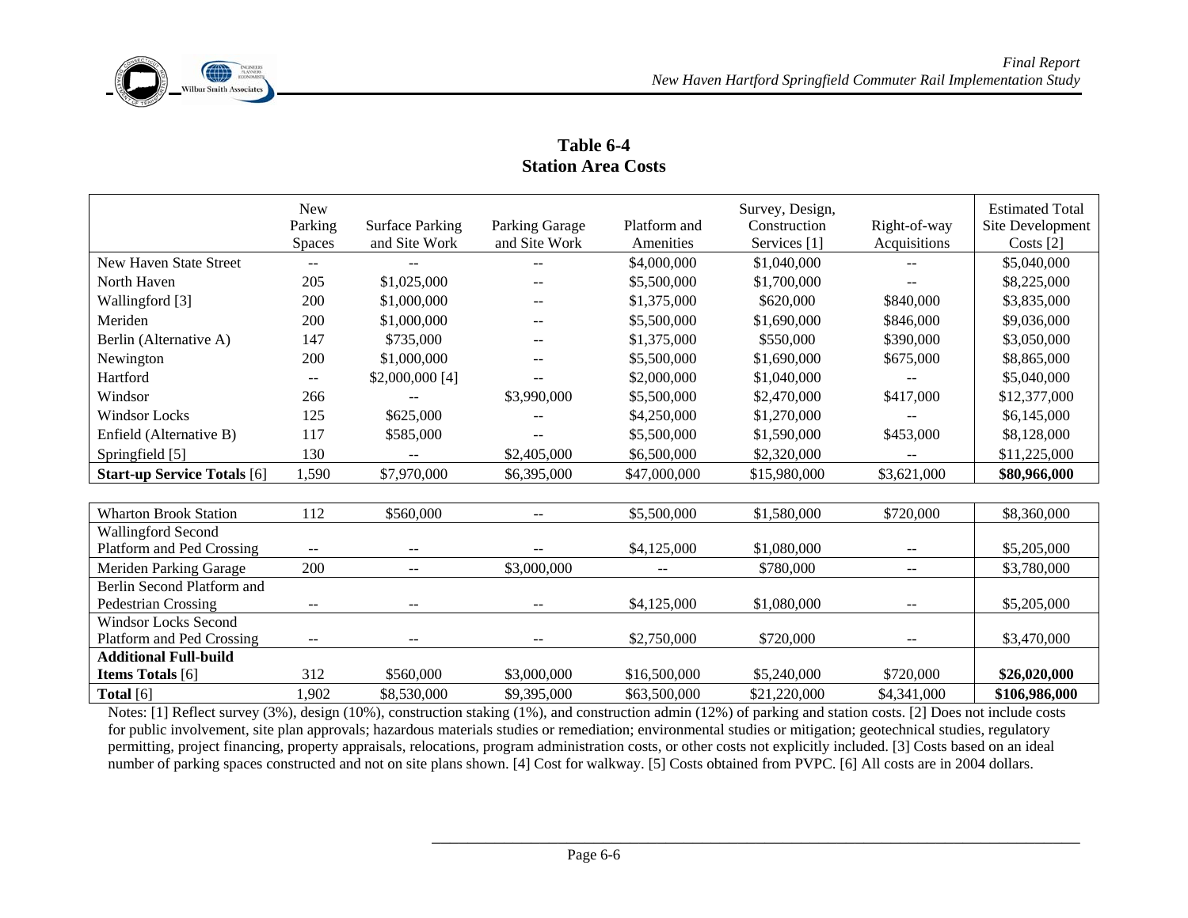**Table 6-4**
**Station Area Costs**

| | New Parking Spaces | Surface Parking and Site Work | Parking Garage and Site Work | Platform and Amenities | Survey, Design, Construction Services [1] | Right-of-way Acquisitions | Estimated Total Site Development Costs [2] |
|---|---|---|---|---|---|---|---|
| New Haven State Street | -- | -- | -- | $4,000,000 | $1,040,000 | -- | $5,040,000 |
| North Haven | 205 | $1,025,000 | -- | $5,500,000 | $1,700,000 | -- | $8,225,000 |
| Wallingford [3] | 200 | $1,000,000 | -- | $1,375,000 | $620,000 | $840,000 | $3,835,000 |
| Meriden | 200 | $1,000,000 | -- | $5,500,000 | $1,690,000 | $846,000 | $9,036,000 |
| Berlin (Alternative A) | 147 | $735,000 | -- | $1,375,000 | $550,000 | $390,000 | $3,050,000 |
| Newington | 200 | $1,000,000 | -- | $5,500,000 | $1,690,000 | $675,000 | $8,865,000 |
| Hartford | -- | $2,000,000 [4] | -- | $2,000,000 | $1,040,000 | -- | $5,040,000 |
| Windsor | 266 | -- | $3,990,000 | $5,500,000 | $2,470,000 | $417,000 | $12,377,000 |
| Windsor Locks | 125 | $625,000 | -- | $4,250,000 | $1,270,000 | -- | $6,145,000 |
| Enfield (Alternative B) | 117 | $585,000 | -- | $5,500,000 | $1,590,000 | $453,000 | $8,128,000 |
| Springfield [5] | 130 | -- | $2,405,000 | $6,500,000 | $2,320,000 | -- | $11,225,000 |
| **Start-up Service Totals** [6] | 1,590 | $7,970,000 | $6,395,000 | $47,000,000 | $15,980,000 | $3,621,000 | **$80,966,000** |
| Wharton Brook Station | 112 | $560,000 | -- | $5,500,000 | $1,580,000 | $720,000 | $8,360,000 |
| Wallingford Second Platform and Ped Crossing | -- | -- | -- | $4,125,000 | $1,080,000 | -- | $5,205,000 |
| Meriden Parking Garage | 200 | -- | $3,000,000 | -- | $780,000 | -- | $3,780,000 |
| Berlin Second Platform and Pedestrian Crossing | -- | -- | -- | $4,125,000 | $1,080,000 | -- | $5,205,000 |
| Windsor Locks Second Platform and Ped Crossing | -- | -- | -- | $2,750,000 | $720,000 | -- | $3,470,000 |
| **Additional Full-build Items Totals** [6] | 312 | $560,000 | $3,000,000 | $16,500,000 | $5,240,000 | $720,000 | **$26,020,000** |
| **Total** [6] | 1,902 | $8,530,000 | $9,395,000 | $63,500,000 | $21,220,000 | $4,341,000 | **$106,986,000** |

Notes: [1] Reflect survey (3%), design (10%), construction staking (1%), and construction admin (12%) of parking and station costs. [2] Does not include costs for public involvement, site plan approvals; hazardous materials studies or remediation; environmental studies or mitigation; geotechnical studies, regulatory permitting, project financing, property appraisals, relocations, program administration costs, or other costs not explicitly included. [3] Costs based on an ideal number of parking spaces constructed and not on site plans shown. [4] Cost for walkway. [5] Costs obtained from PVPC. [6] All costs are in 2004 dollars.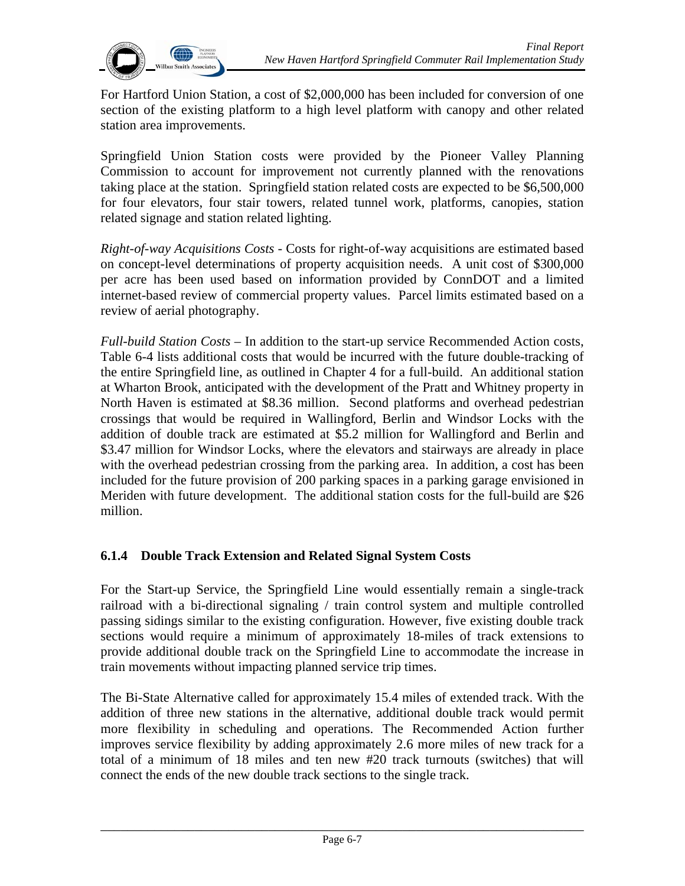For Hartford Union Station, a cost of $2,000,000 has been included for conversion of one section of the existing platform to a high level platform with canopy and other related station area improvements.

Springfield Union Station costs were provided by the Pioneer Valley Planning Commission to account for improvement not currently planned with the renovations taking place at the station. Springfield station related costs are expected to be $6,500,000 for four elevators, four stair towers, related tunnel work, platforms, canopies, station related signage and station related lighting.

*Right-of-way Acquisitions Costs* - Costs for right-of-way acquisitions are estimated based on concept-level determinations of property acquisition needs. A unit cost of $300,000 per acre has been used based on information provided by ConnDOT and a limited internet-based review of commercial property values. Parcel limits estimated based on a review of aerial photography.

*Full-build Station Costs* – In addition to the start-up service Recommended Action costs, Table 6-4 lists additional costs that would be incurred with the future double-tracking of the entire Springfield line, as outlined in Chapter 4 for a full-build. An additional station at Wharton Brook, anticipated with the development of the Pratt and Whitney property in North Haven is estimated at $8.36 million. Second platforms and overhead pedestrian crossings that would be required in Wallingford, Berlin and Windsor Locks with the addition of double track are estimated at $5.2 million for Wallingford and Berlin and $3.47 million for Windsor Locks, where the elevators and stairways are already in place with the overhead pedestrian crossing from the parking area. In addition, a cost has been included for the future provision of 200 parking spaces in a parking garage envisioned in Meriden with future development. The additional station costs for the full-build are $26 million.

### 6.1.4 Double Track Extension and Related Signal System Costs

For the Start-up Service, the Springfield Line would essentially remain a single-track railroad with a bi-directional signaling / train control system and multiple controlled passing sidings similar to the existing configuration. However, five existing double track sections would require a minimum of approximately 18-miles of track extensions to provide additional double track on the Springfield Line to accommodate the increase in train movements without impacting planned service trip times.

The Bi-State Alternative called for approximately 15.4 miles of extended track. With the addition of three new stations in the alternative, additional double track would permit more flexibility in scheduling and operations. The Recommended Action further improves service flexibility by adding approximately 2.6 more miles of new track for a total of a minimum of 18 miles and ten new #20 track turnouts (switches) that will connect the ends of the new double track sections to the single track.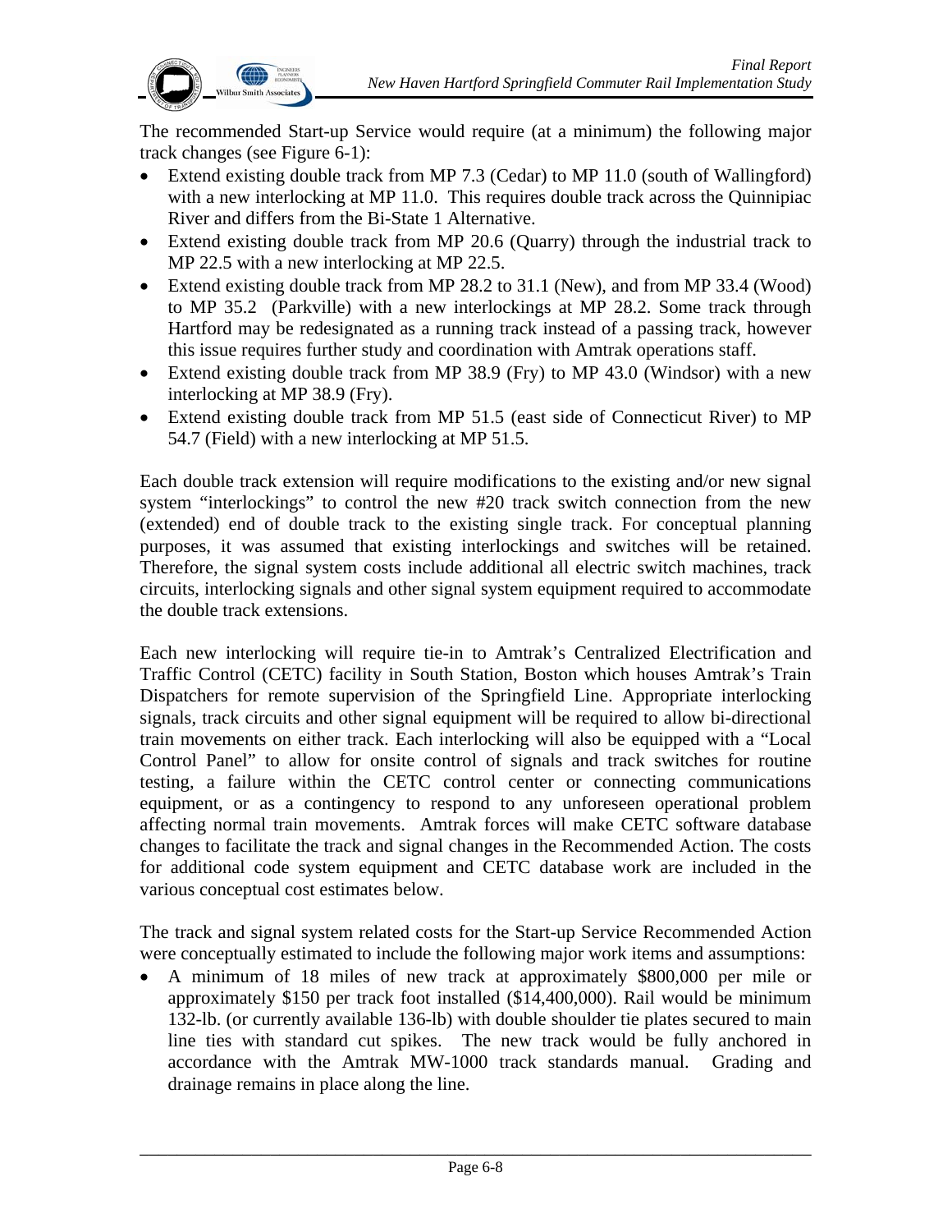The recommended Start-up Service would require (at a minimum) the following major track changes (see Figure 6-1):

- Extend existing double track from MP 7.3 (Cedar) to MP 11.0 (south of Wallingford) with a new interlocking at MP 11.0. This requires double track across the Quinnipiac River and differs from the Bi-State 1 Alternative.
- Extend existing double track from MP 20.6 (Quarry) through the industrial track to MP 22.5 with a new interlocking at MP 22.5.
- Extend existing double track from MP 28.2 to 31.1 (New), and from MP 33.4 (Wood) to MP 35.2 (Parkville) with a new interlockings at MP 28.2. Some track through Hartford may be redesignated as a running track instead of a passing track, however this issue requires further study and coordination with Amtrak operations staff.
- Extend existing double track from MP 38.9 (Fry) to MP 43.0 (Windsor) with a new interlocking at MP 38.9 (Fry).
- Extend existing double track from MP 51.5 (east side of Connecticut River) to MP 54.7 (Field) with a new interlocking at MP 51.5.

Each double track extension will require modifications to the existing and/or new signal system "interlockings" to control the new #20 track switch connection from the new (extended) end of double track to the existing single track. For conceptual planning purposes, it was assumed that existing interlockings and switches will be retained. Therefore, the signal system costs include additional all electric switch machines, track circuits, interlocking signals and other signal system equipment required to accommodate the double track extensions.

Each new interlocking will require tie-in to Amtrak's Centralized Electrification and Traffic Control (CETC) facility in South Station, Boston which houses Amtrak's Train Dispatchers for remote supervision of the Springfield Line. Appropriate interlocking signals, track circuits and other signal equipment will be required to allow bi-directional train movements on either track. Each interlocking will also be equipped with a "Local Control Panel" to allow for onsite control of signals and track switches for routine testing, a failure within the CETC control center or connecting communications equipment, or as a contingency to respond to any unforeseen operational problem affecting normal train movements. Amtrak forces will make CETC software database changes to facilitate the track and signal changes in the Recommended Action. The costs for additional code system equipment and CETC database work are included in the various conceptual cost estimates below.

The track and signal system related costs for the Start-up Service Recommended Action were conceptually estimated to include the following major work items and assumptions:

- A minimum of 18 miles of new track at approximately $800,000 per mile or approximately $150 per track foot installed ($14,400,000). Rail would be minimum 132-lb. (or currently available 136-lb) with double shoulder tie plates secured to main line ties with standard cut spikes. The new track would be fully anchored in accordance with the Amtrak MW-1000 track standards manual. Grading and drainage remains in place along the line.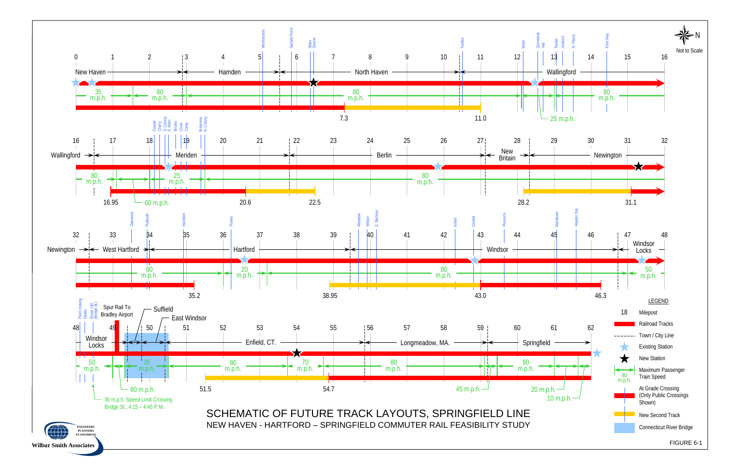# SCHEMATIC OF FUTURE TRACK LAYOUTS, SPRINGFIELD LINE

NEW HAVEN - HARTFORD – SPRINGFIELD COMMUTER RAIL FEASIBILITY STUDY

FIGURE 6-1

Not to Scale

**Milepost 0–16:** New Haven, Hamden, North Haven, Wallingford. Crossings: Winchesters, Sackett Point, Stiles, Devine, Toelles, Ward, Quinnipiac Hill, Parker, Hosford, N. Plains, Pent Hwy. Speeds: 35 m.p.h., 60 m.p.h., 80 m.p.h., 25 m.p.h., 80 m.p.h. Second track: 7.3 – 11.0.

**Milepost 16–32:** Wallingford, Meriden, Berlin, New Britain, Newington. Crossings: Cooper, Cherry, S. Colony, E. Main, Brooks, Cross, Camp, Britannia, N. Colony. Speeds: 80 m.p.h., 60 m.p.h., 25 m.p.h., 80 m.p.h. Second track: 16.95 – 20.6 – 22.5; 28.2 – 31.1.

**Milepost 32–48:** Newington, West Hartford, Hartford, Windsor, Windsor Locks. Crossings: Oakwood, Flatbush, Hamilton, Flower, Meadow, Wilson, E. Barbour, Island, Central, Pierson's, Macktown, Hayden Sta. Speeds: 80 m.p.h., 20 m.p.h., 80 m.p.h., 50 m.p.h. Second track: 35.2; 38.95 – 43.0 – 46.3.

**Milepost 48–62:** Windsor Locks, Suffield, East Windsor, Enfield, CT., Longmeadow, MA., Springfield. Crossings: Ped Crossing, Dexter, Route 140 (Bridge St.). Spur Rail To Bradley Airport. Speeds: 50 m.p.h., 35 m.p.h., 80 m.p.h., 70 m.p.h., 80 m.p.h., 80 m.p.h., 80 m.p.h., 45 m.p.h., 20 m.p.h., 10 m.p.h. 30 m.p.h. Speed Limit Crossing Bridge St., 4:15 – 4:45 P.M. Second track: 51.5 – 54.7.

**LEGEND**

- 18 Milepost
- Railroad Tracks
- Town / City Line
- Existing Station
- New Station
- Maximum Passenger Train Speed (80 m.p.h.)
- At Grade Crossing (Only Public Crossings Shown)
- New Second Track
- Connecticut River Bridge

Wilbur Smith Associates — ENGINEERS PLANNERS ECONOMISTS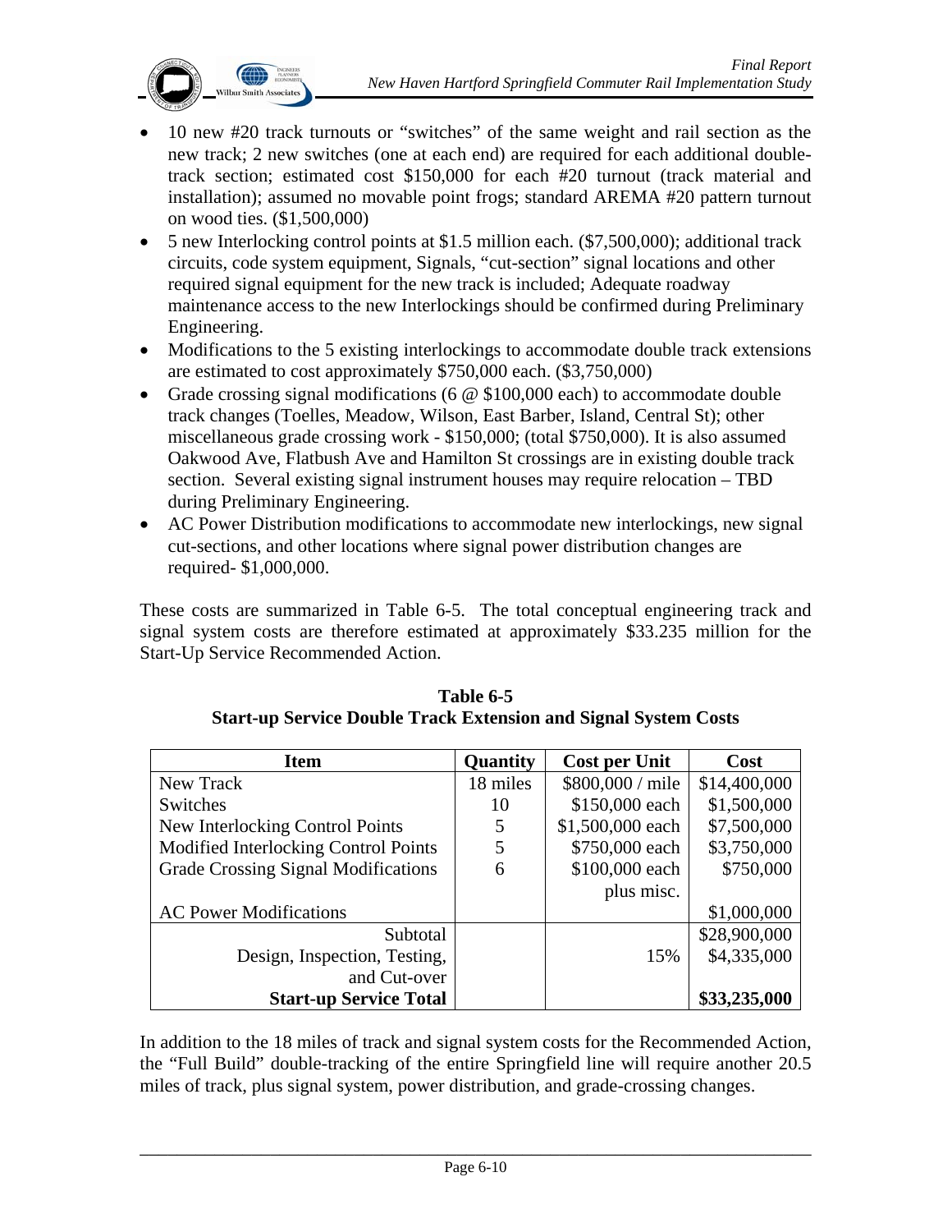- 10 new #20 track turnouts or "switches" of the same weight and rail section as the new track; 2 new switches (one at each end) are required for each additional double-track section; estimated cost $150,000 for each #20 turnout (track material and installation); assumed no movable point frogs; standard AREMA #20 pattern turnout on wood ties. ($1,500,000)
- 5 new Interlocking control points at $1.5 million each. ($7,500,000); additional track circuits, code system equipment, Signals, "cut-section" signal locations and other required signal equipment for the new track is included; Adequate roadway maintenance access to the new Interlockings should be confirmed during Preliminary Engineering.
- Modifications to the 5 existing interlockings to accommodate double track extensions are estimated to cost approximately $750,000 each. ($3,750,000)
- Grade crossing signal modifications (6 @ $100,000 each) to accommodate double track changes (Toelles, Meadow, Wilson, East Barber, Island, Central St); other miscellaneous grade crossing work - $150,000; (total $750,000). It is also assumed Oakwood Ave, Flatbush Ave and Hamilton St crossings are in existing double track section. Several existing signal instrument houses may require relocation – TBD during Preliminary Engineering.
- AC Power Distribution modifications to accommodate new interlockings, new signal cut-sections, and other locations where signal power distribution changes are required- $1,000,000.

These costs are summarized in Table 6-5. The total conceptual engineering track and signal system costs are therefore estimated at approximately $33.235 million for the Start-Up Service Recommended Action.

**Table 6-5**
**Start-up Service Double Track Extension and Signal System Costs**

| Item | Quantity | Cost per Unit | Cost |
|---|---|---|---|
| New Track | 18 miles | $800,000 / mile | $14,400,000 |
| Switches | 10 | $150,000 each | $1,500,000 |
| New Interlocking Control Points | 5 | $1,500,000 each | $7,500,000 |
| Modified Interlocking Control Points | 5 | $750,000 each | $3,750,000 |
| Grade Crossing Signal Modifications | 6 | $100,000 each plus misc. | $750,000 |
| AC Power Modifications | | | $1,000,000 |
| Subtotal | | | $28,900,000 |
| Design, Inspection, Testing, and Cut-over | | 15% | $4,335,000 |
| **Start-up Service Total** | | | **$33,235,000** |

In addition to the 18 miles of track and signal system costs for the Recommended Action, the "Full Build" double-tracking of the entire Springfield line will require another 20.5 miles of track, plus signal system, power distribution, and grade-crossing changes.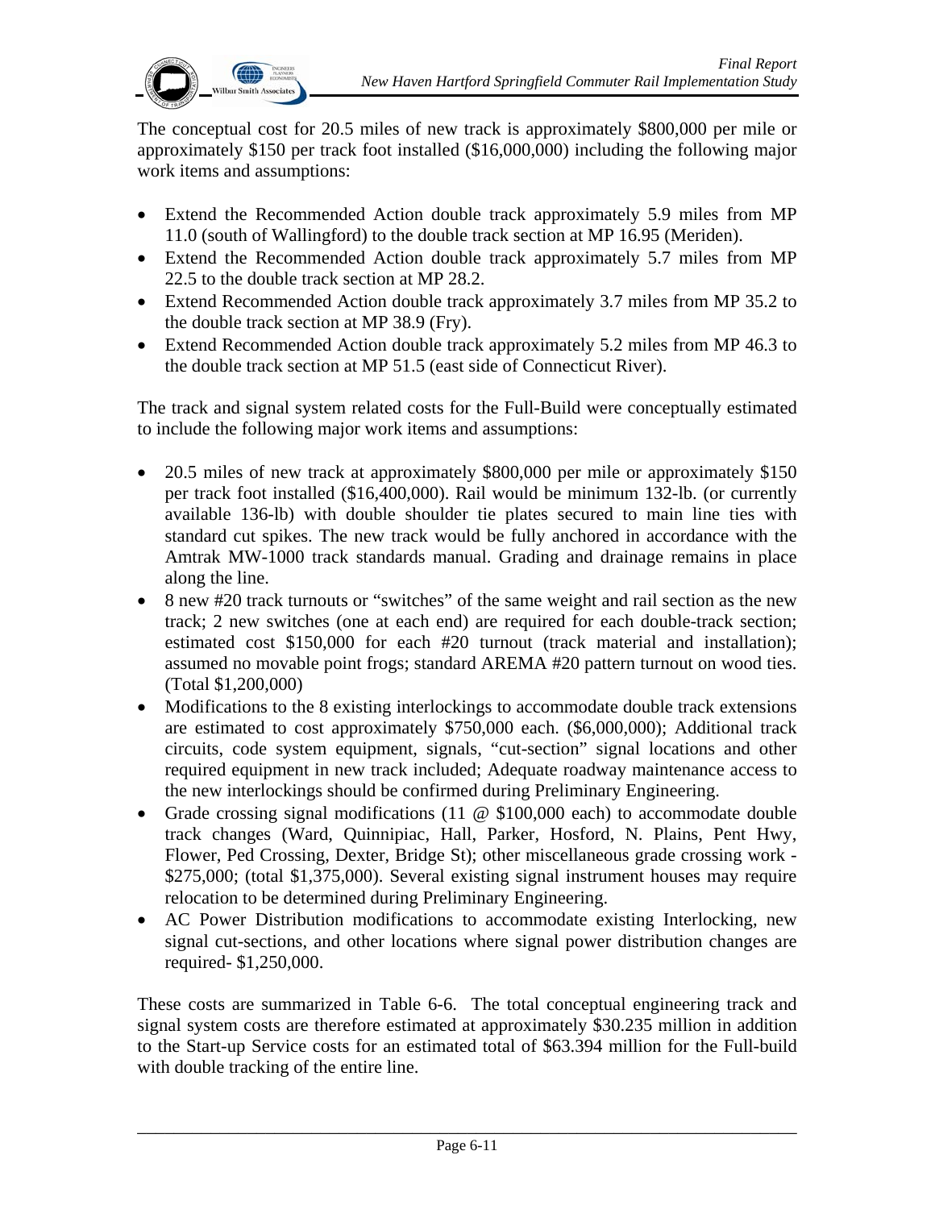The conceptual cost for 20.5 miles of new track is approximately \$800,000 per mile or approximately \$150 per track foot installed (\$16,000,000) including the following major work items and assumptions:

- Extend the Recommended Action double track approximately 5.9 miles from MP 11.0 (south of Wallingford) to the double track section at MP 16.95 (Meriden).
- Extend the Recommended Action double track approximately 5.7 miles from MP 22.5 to the double track section at MP 28.2.
- Extend Recommended Action double track approximately 3.7 miles from MP 35.2 to the double track section at MP 38.9 (Fry).
- Extend Recommended Action double track approximately 5.2 miles from MP 46.3 to the double track section at MP 51.5 (east side of Connecticut River).

The track and signal system related costs for the Full-Build were conceptually estimated to include the following major work items and assumptions:

- 20.5 miles of new track at approximately \$800,000 per mile or approximately \$150 per track foot installed (\$16,400,000). Rail would be minimum 132-lb. (or currently available 136-lb) with double shoulder tie plates secured to main line ties with standard cut spikes. The new track would be fully anchored in accordance with the Amtrak MW-1000 track standards manual. Grading and drainage remains in place along the line.
- 8 new #20 track turnouts or "switches" of the same weight and rail section as the new track; 2 new switches (one at each end) are required for each double-track section; estimated cost \$150,000 for each #20 turnout (track material and installation); assumed no movable point frogs; standard AREMA #20 pattern turnout on wood ties. (Total \$1,200,000)
- Modifications to the 8 existing interlockings to accommodate double track extensions are estimated to cost approximately \$750,000 each. (\$6,000,000); Additional track circuits, code system equipment, signals, "cut-section" signal locations and other required equipment in new track included; Adequate roadway maintenance access to the new interlockings should be confirmed during Preliminary Engineering.
- Grade crossing signal modifications (11 @ \$100,000 each) to accommodate double track changes (Ward, Quinnipiac, Hall, Parker, Hosford, N. Plains, Pent Hwy, Flower, Ped Crossing, Dexter, Bridge St); other miscellaneous grade crossing work - \$275,000; (total \$1,375,000). Several existing signal instrument houses may require relocation to be determined during Preliminary Engineering.
- AC Power Distribution modifications to accommodate existing Interlocking, new signal cut-sections, and other locations where signal power distribution changes are required- \$1,250,000.

These costs are summarized in Table 6-6. The total conceptual engineering track and signal system costs are therefore estimated at approximately \$30.235 million in addition to the Start-up Service costs for an estimated total of \$63.394 million for the Full-build with double tracking of the entire line.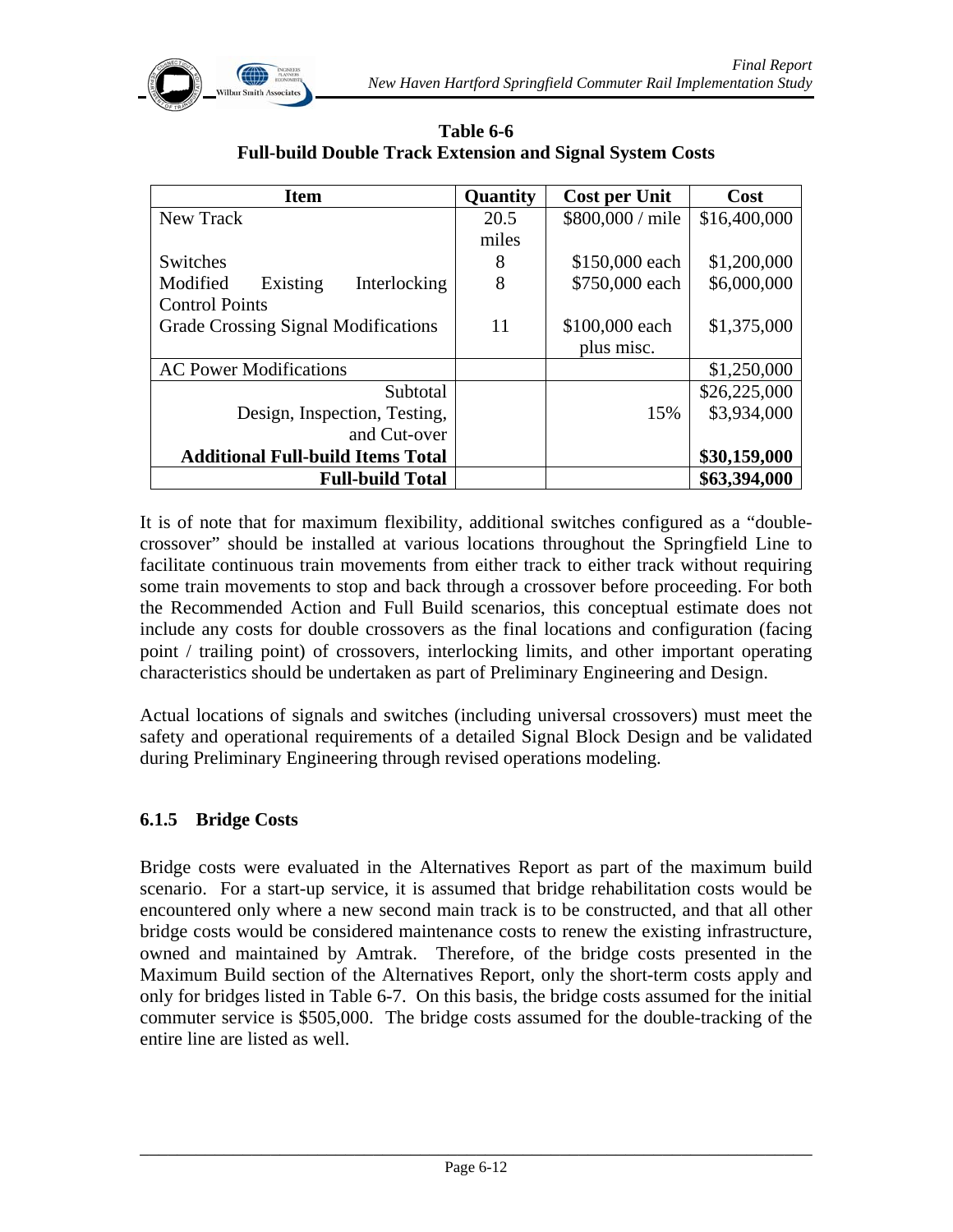**Table 6-6**
**Full-build Double Track Extension and Signal System Costs**

| Item | Quantity | Cost per Unit | Cost |
|---|---|---|---|
| New Track | 20.5 miles | $800,000 / mile | $16,400,000 |
| Switches | 8 | $150,000 each | $1,200,000 |
| Modified Existing Interlocking Control Points | 8 | $750,000 each | $6,000,000 |
| Grade Crossing Signal Modifications | 11 | $100,000 each plus misc. | $1,375,000 |
| AC Power Modifications | | | $1,250,000 |
| Subtotal | | | $26,225,000 |
| Design, Inspection, Testing, and Cut-over | | 15% | $3,934,000 |
| **Additional Full-build Items Total** | | | **$30,159,000** |
| **Full-build Total** | | | **$63,394,000** |

It is of note that for maximum flexibility, additional switches configured as a "double-crossover" should be installed at various locations throughout the Springfield Line to facilitate continuous train movements from either track to either track without requiring some train movements to stop and back through a crossover before proceeding. For both the Recommended Action and Full Build scenarios, this conceptual estimate does not include any costs for double crossovers as the final locations and configuration (facing point / trailing point) of crossovers, interlocking limits, and other important operating characteristics should be undertaken as part of Preliminary Engineering and Design.

Actual locations of signals and switches (including universal crossovers) must meet the safety and operational requirements of a detailed Signal Block Design and be validated during Preliminary Engineering through revised operations modeling.

### 6.1.5 Bridge Costs

Bridge costs were evaluated in the Alternatives Report as part of the maximum build scenario. For a start-up service, it is assumed that bridge rehabilitation costs would be encountered only where a new second main track is to be constructed, and that all other bridge costs would be considered maintenance costs to renew the existing infrastructure, owned and maintained by Amtrak. Therefore, of the bridge costs presented in the Maximum Build section of the Alternatives Report, only the short-term costs apply and only for bridges listed in Table 6-7. On this basis, the bridge costs assumed for the initial commuter service is $505,000. The bridge costs assumed for the double-tracking of the entire line are listed as well.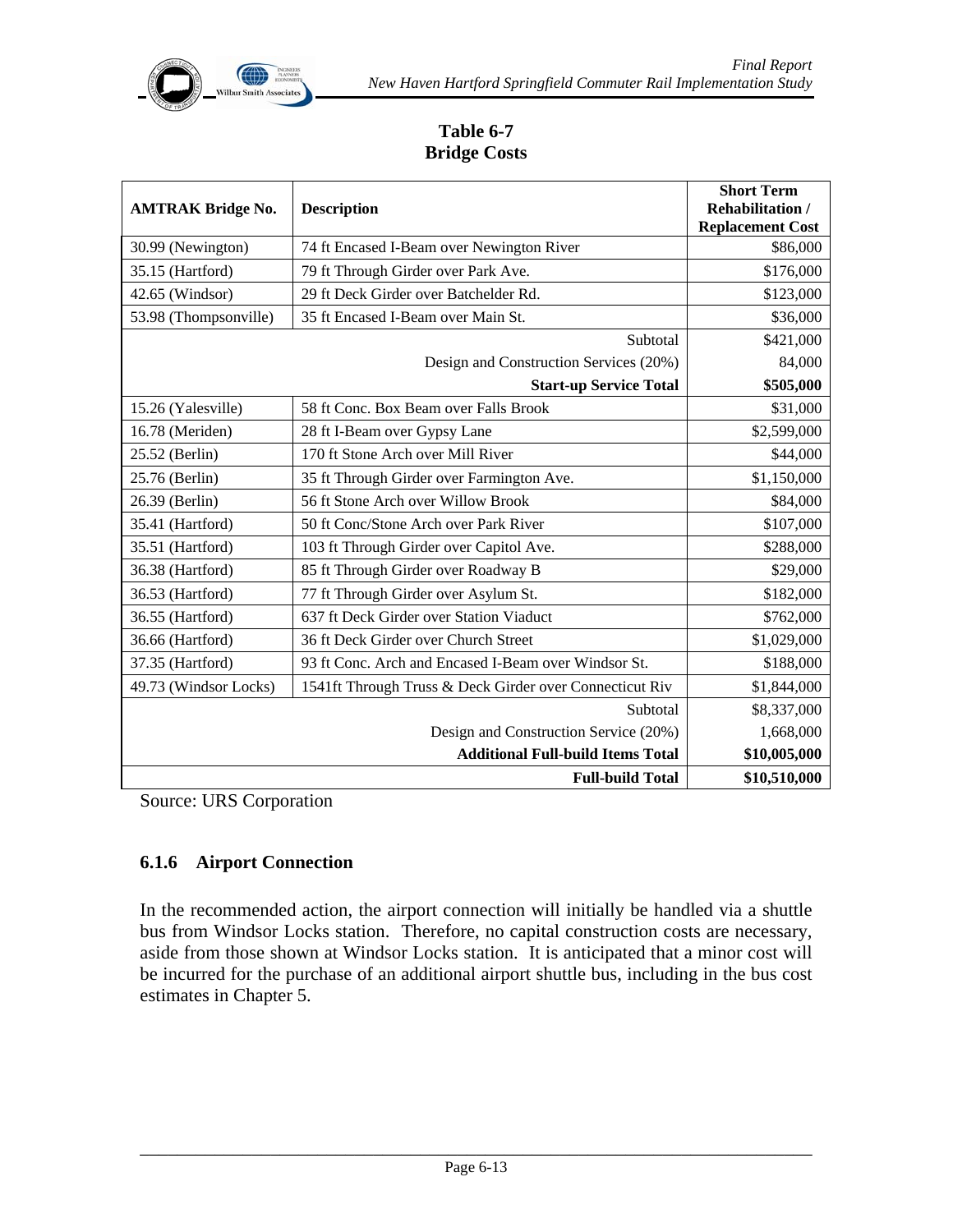**Table 6-7**
**Bridge Costs**

| AMTRAK Bridge No. | Description | Short Term Rehabilitation / Replacement Cost |
|---|---|---|
| 30.99 (Newington) | 74 ft Encased I-Beam over Newington River | \$86,000 |
| 35.15 (Hartford) | 79 ft Through Girder over Park Ave. | \$176,000 |
| 42.65 (Windsor) | 29 ft Deck Girder over Batchelder Rd. | \$123,000 |
| 53.98 (Thompsonville) | 35 ft Encased I-Beam over Main St. | \$36,000 |
| | Subtotal | \$421,000 |
| | Design and Construction Services (20%) | 84,000 |
| | **Start-up Service Total** | **\$505,000** |
| 15.26 (Yalesville) | 58 ft Conc. Box Beam over Falls Brook | \$31,000 |
| 16.78 (Meriden) | 28 ft I-Beam over Gypsy Lane | \$2,599,000 |
| 25.52 (Berlin) | 170 ft Stone Arch over Mill River | \$44,000 |
| 25.76 (Berlin) | 35 ft Through Girder over Farmington Ave. | \$1,150,000 |
| 26.39 (Berlin) | 56 ft Stone Arch over Willow Brook | \$84,000 |
| 35.41 (Hartford) | 50 ft Conc/Stone Arch over Park River | \$107,000 |
| 35.51 (Hartford) | 103 ft Through Girder over Capitol Ave. | \$288,000 |
| 36.38 (Hartford) | 85 ft Through Girder over Roadway B | \$29,000 |
| 36.53 (Hartford) | 77 ft Through Girder over Asylum St. | \$182,000 |
| 36.55 (Hartford) | 637 ft Deck Girder over Station Viaduct | \$762,000 |
| 36.66 (Hartford) | 36 ft Deck Girder over Church Street | \$1,029,000 |
| 37.35 (Hartford) | 93 ft Conc. Arch and Encased I-Beam over Windsor St. | \$188,000 |
| 49.73 (Windsor Locks) | 1541ft Through Truss & Deck Girder over Connecticut Riv | \$1,844,000 |
| | Subtotal | \$8,337,000 |
| | Design and Construction Service (20%) | 1,668,000 |
| | **Additional Full-build Items Total** | **\$10,005,000** |
| | **Full-build Total** | **\$10,510,000** |

Source: URS Corporation

### 6.1.6 Airport Connection

In the recommended action, the airport connection will initially be handled via a shuttle bus from Windsor Locks station. Therefore, no capital construction costs are necessary, aside from those shown at Windsor Locks station. It is anticipated that a minor cost will be incurred for the purchase of an additional airport shuttle bus, including in the bus cost estimates in Chapter 5.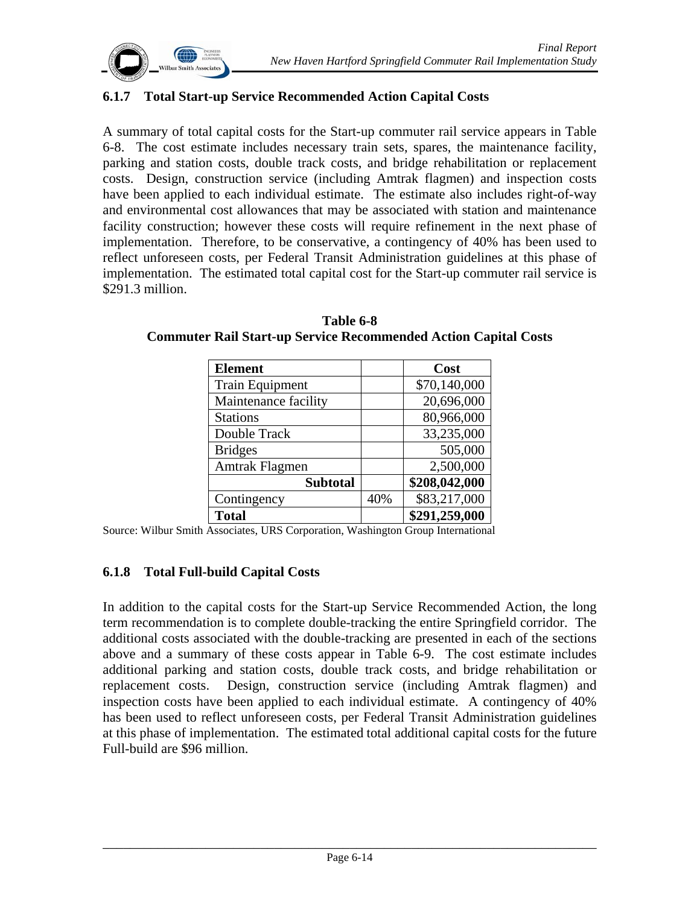### 6.1.7 Total Start-up Service Recommended Action Capital Costs

A summary of total capital costs for the Start-up commuter rail service appears in Table 6-8. The cost estimate includes necessary train sets, spares, the maintenance facility, parking and station costs, double track costs, and bridge rehabilitation or replacement costs. Design, construction service (including Amtrak flagmen) and inspection costs have been applied to each individual estimate. The estimate also includes right-of-way and environmental cost allowances that may be associated with station and maintenance facility construction; however these costs will require refinement in the next phase of implementation. Therefore, to be conservative, a contingency of 40% has been used to reflect unforeseen costs, per Federal Transit Administration guidelines at this phase of implementation. The estimated total capital cost for the Start-up commuter rail service is $291.3 million.

**Table 6-8**
**Commuter Rail Start-up Service Recommended Action Capital Costs**

| Element | | Cost |
|---|---|---|
| Train Equipment | | $70,140,000 |
| Maintenance facility | | 20,696,000 |
| Stations | | 80,966,000 |
| Double Track | | 33,235,000 |
| Bridges | | 505,000 |
| Amtrak Flagmen | | 2,500,000 |
| **Subtotal** | | **$208,042,000** |
| Contingency | 40% | $83,217,000 |
| **Total** | | **$291,259,000** |

Source: Wilbur Smith Associates, URS Corporation, Washington Group International

### 6.1.8 Total Full-build Capital Costs

In addition to the capital costs for the Start-up Service Recommended Action, the long term recommendation is to complete double-tracking the entire Springfield corridor. The additional costs associated with the double-tracking are presented in each of the sections above and a summary of these costs appear in Table 6-9. The cost estimate includes additional parking and station costs, double track costs, and bridge rehabilitation or replacement costs. Design, construction service (including Amtrak flagmen) and inspection costs have been applied to each individual estimate. A contingency of 40% has been used to reflect unforeseen costs, per Federal Transit Administration guidelines at this phase of implementation. The estimated total additional capital costs for the future Full-build are $96 million.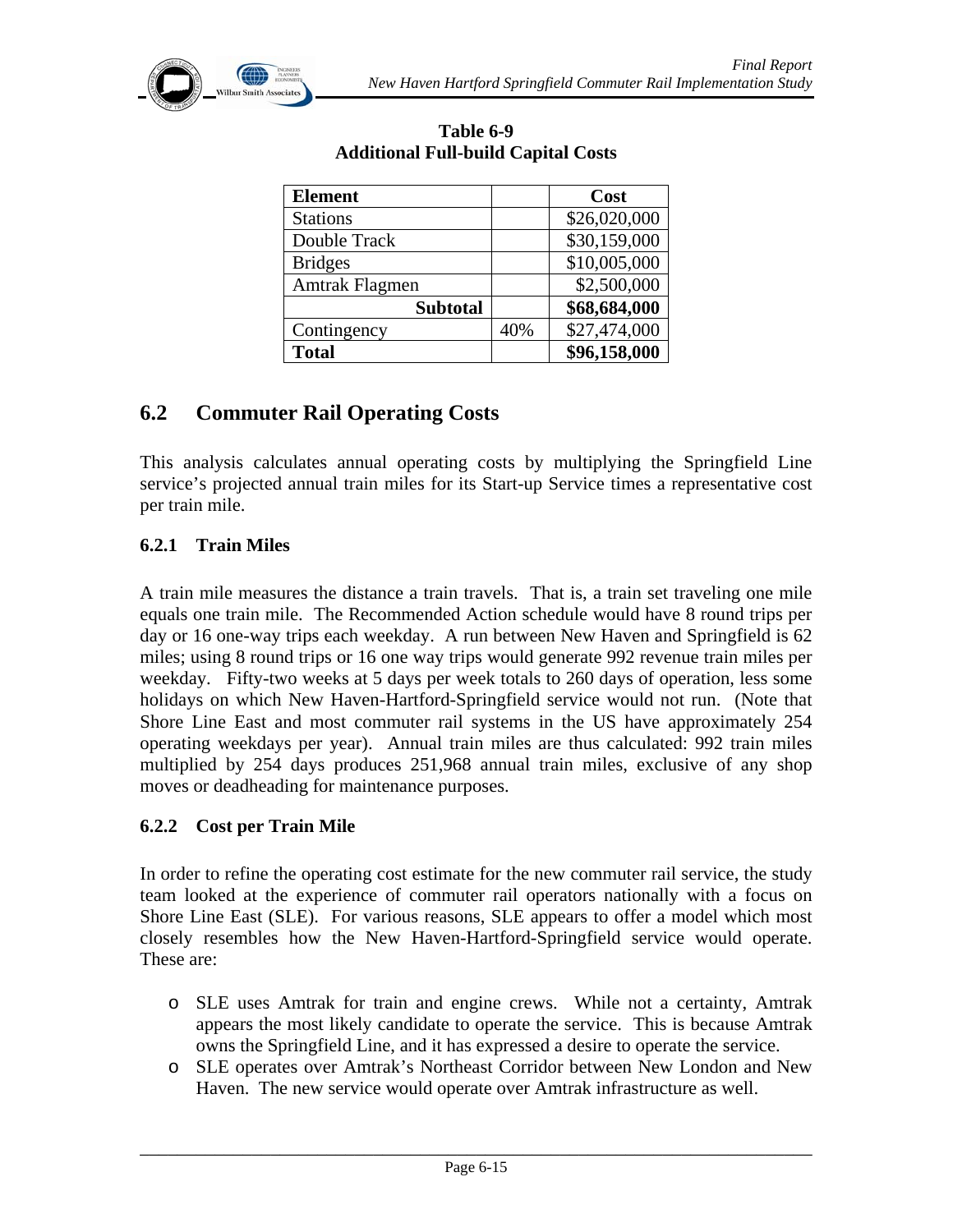**Table 6-9**
**Additional Full-build Capital Costs**

| Element | | Cost |
|---|---|---|
| Stations | | $26,020,000 |
| Double Track | | $30,159,000 |
| Bridges | | $10,005,000 |
| Amtrak Flagmen | | $2,500,000 |
| **Subtotal** | | **$68,684,000** |
| Contingency | 40% | $27,474,000 |
| **Total** | | **$96,158,000** |

## 6.2 Commuter Rail Operating Costs

This analysis calculates annual operating costs by multiplying the Springfield Line service's projected annual train miles for its Start-up Service times a representative cost per train mile.

### 6.2.1 Train Miles

A train mile measures the distance a train travels. That is, a train set traveling one mile equals one train mile. The Recommended Action schedule would have 8 round trips per day or 16 one-way trips each weekday. A run between New Haven and Springfield is 62 miles; using 8 round trips or 16 one way trips would generate 992 revenue train miles per weekday. Fifty-two weeks at 5 days per week totals to 260 days of operation, less some holidays on which New Haven-Hartford-Springfield service would not run. (Note that Shore Line East and most commuter rail systems in the US have approximately 254 operating weekdays per year). Annual train miles are thus calculated: 992 train miles multiplied by 254 days produces 251,968 annual train miles, exclusive of any shop moves or deadheading for maintenance purposes.

### 6.2.2 Cost per Train Mile

In order to refine the operating cost estimate for the new commuter rail service, the study team looked at the experience of commuter rail operators nationally with a focus on Shore Line East (SLE). For various reasons, SLE appears to offer a model which most closely resembles how the New Haven-Hartford-Springfield service would operate. These are:

- SLE uses Amtrak for train and engine crews. While not a certainty, Amtrak appears the most likely candidate to operate the service. This is because Amtrak owns the Springfield Line, and it has expressed a desire to operate the service.
- SLE operates over Amtrak's Northeast Corridor between New London and New Haven. The new service would operate over Amtrak infrastructure as well.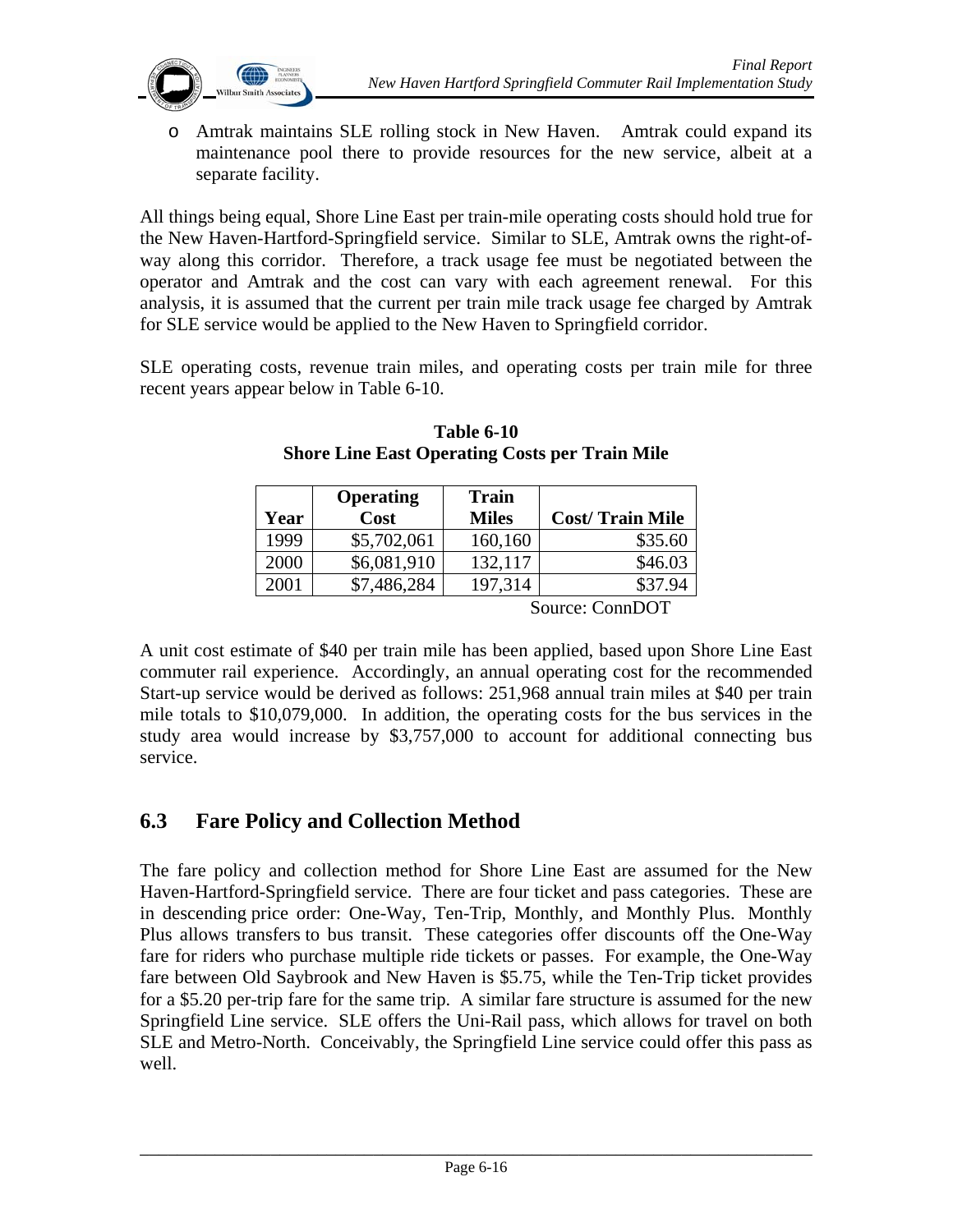- Amtrak maintains SLE rolling stock in New Haven. Amtrak could expand its maintenance pool there to provide resources for the new service, albeit at a separate facility.

All things being equal, Shore Line East per train-mile operating costs should hold true for the New Haven-Hartford-Springfield service. Similar to SLE, Amtrak owns the right-of-way along this corridor. Therefore, a track usage fee must be negotiated between the operator and Amtrak and the cost can vary with each agreement renewal. For this analysis, it is assumed that the current per train mile track usage fee charged by Amtrak for SLE service would be applied to the New Haven to Springfield corridor.

SLE operating costs, revenue train miles, and operating costs per train mile for three recent years appear below in Table 6-10.

**Table 6-10**
**Shore Line East Operating Costs per Train Mile**

| Year | Operating Cost | Train Miles | Cost/ Train Mile |
|---|---|---|---|
| 1999 | $5,702,061 | 160,160 | $35.60 |
| 2000 | $6,081,910 | 132,117 | $46.03 |
| 2001 | $7,486,284 | 197,314 | $37.94 |

Source: ConnDOT

A unit cost estimate of $40 per train mile has been applied, based upon Shore Line East commuter rail experience. Accordingly, an annual operating cost for the recommended Start-up service would be derived as follows: 251,968 annual train miles at $40 per train mile totals to $10,079,000. In addition, the operating costs for the bus services in the study area would increase by $3,757,000 to account for additional connecting bus service.

## 6.3 Fare Policy and Collection Method

The fare policy and collection method for Shore Line East are assumed for the New Haven-Hartford-Springfield service. There are four ticket and pass categories. These are in descending price order: One-Way, Ten-Trip, Monthly, and Monthly Plus. Monthly Plus allows transfers to bus transit. These categories offer discounts off the One-Way fare for riders who purchase multiple ride tickets or passes. For example, the One-Way fare between Old Saybrook and New Haven is $5.75, while the Ten-Trip ticket provides for a $5.20 per-trip fare for the same trip. A similar fare structure is assumed for the new Springfield Line service. SLE offers the Uni-Rail pass, which allows for travel on both SLE and Metro-North. Conceivably, the Springfield Line service could offer this pass as well.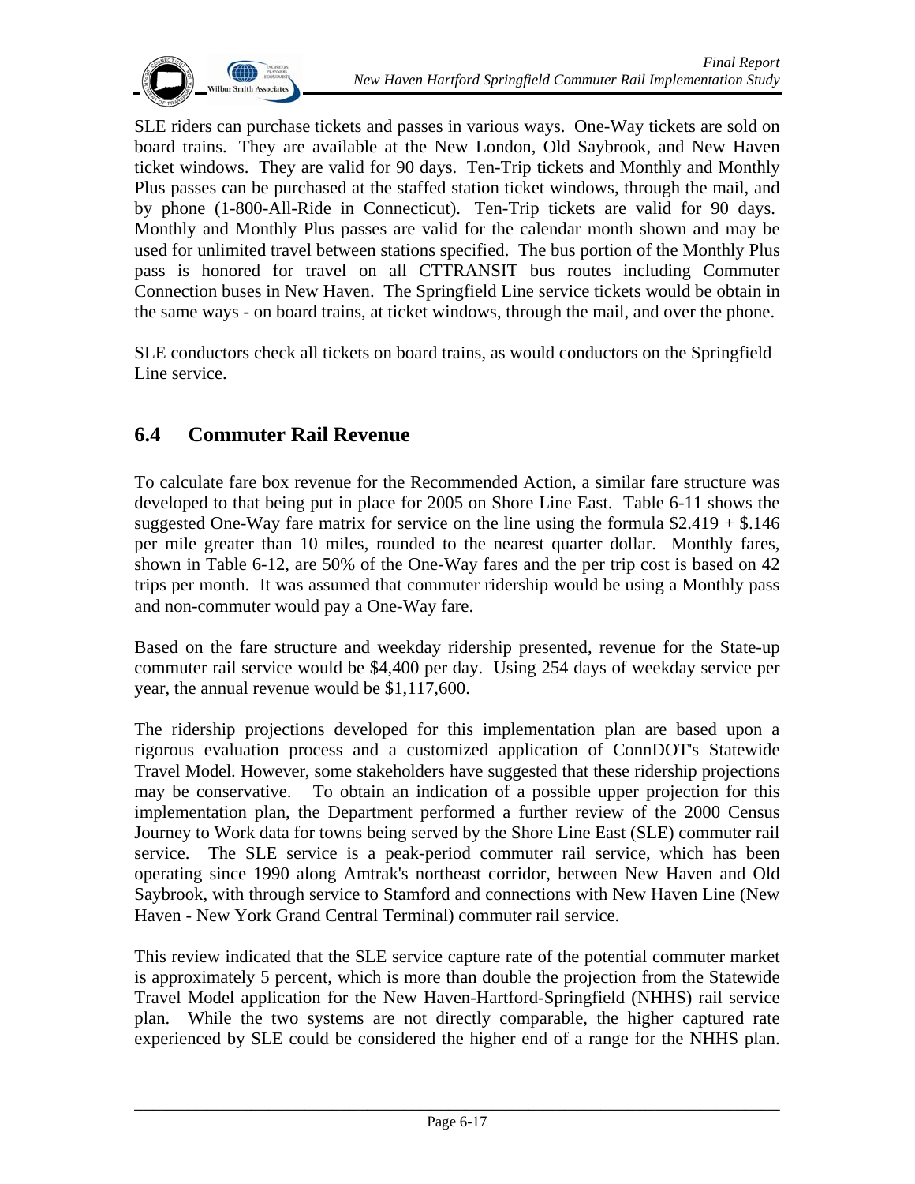SLE riders can purchase tickets and passes in various ways. One-Way tickets are sold on board trains. They are available at the New London, Old Saybrook, and New Haven ticket windows. They are valid for 90 days. Ten-Trip tickets and Monthly and Monthly Plus passes can be purchased at the staffed station ticket windows, through the mail, and by phone (1-800-All-Ride in Connecticut). Ten-Trip tickets are valid for 90 days. Monthly and Monthly Plus passes are valid for the calendar month shown and may be used for unlimited travel between stations specified. The bus portion of the Monthly Plus pass is honored for travel on all CTTRANSIT bus routes including Commuter Connection buses in New Haven. The Springfield Line service tickets would be obtain in the same ways - on board trains, at ticket windows, through the mail, and over the phone.

SLE conductors check all tickets on board trains, as would conductors on the Springfield Line service.

## 6.4 Commuter Rail Revenue

To calculate fare box revenue for the Recommended Action, a similar fare structure was developed to that being put in place for 2005 on Shore Line East. Table 6-11 shows the suggested One-Way fare matrix for service on the line using the formula $2.419 + $.146 per mile greater than 10 miles, rounded to the nearest quarter dollar. Monthly fares, shown in Table 6-12, are 50% of the One-Way fares and the per trip cost is based on 42 trips per month. It was assumed that commuter ridership would be using a Monthly pass and non-commuter would pay a One-Way fare.

Based on the fare structure and weekday ridership presented, revenue for the State-up commuter rail service would be $4,400 per day. Using 254 days of weekday service per year, the annual revenue would be $1,117,600.

The ridership projections developed for this implementation plan are based upon a rigorous evaluation process and a customized application of ConnDOT's Statewide Travel Model. However, some stakeholders have suggested that these ridership projections may be conservative. To obtain an indication of a possible upper projection for this implementation plan, the Department performed a further review of the 2000 Census Journey to Work data for towns being served by the Shore Line East (SLE) commuter rail service. The SLE service is a peak-period commuter rail service, which has been operating since 1990 along Amtrak's northeast corridor, between New Haven and Old Saybrook, with through service to Stamford and connections with New Haven Line (New Haven - New York Grand Central Terminal) commuter rail service.

This review indicated that the SLE service capture rate of the potential commuter market is approximately 5 percent, which is more than double the projection from the Statewide Travel Model application for the New Haven-Hartford-Springfield (NHHS) rail service plan. While the two systems are not directly comparable, the higher captured rate experienced by SLE could be considered the higher end of a range for the NHHS plan.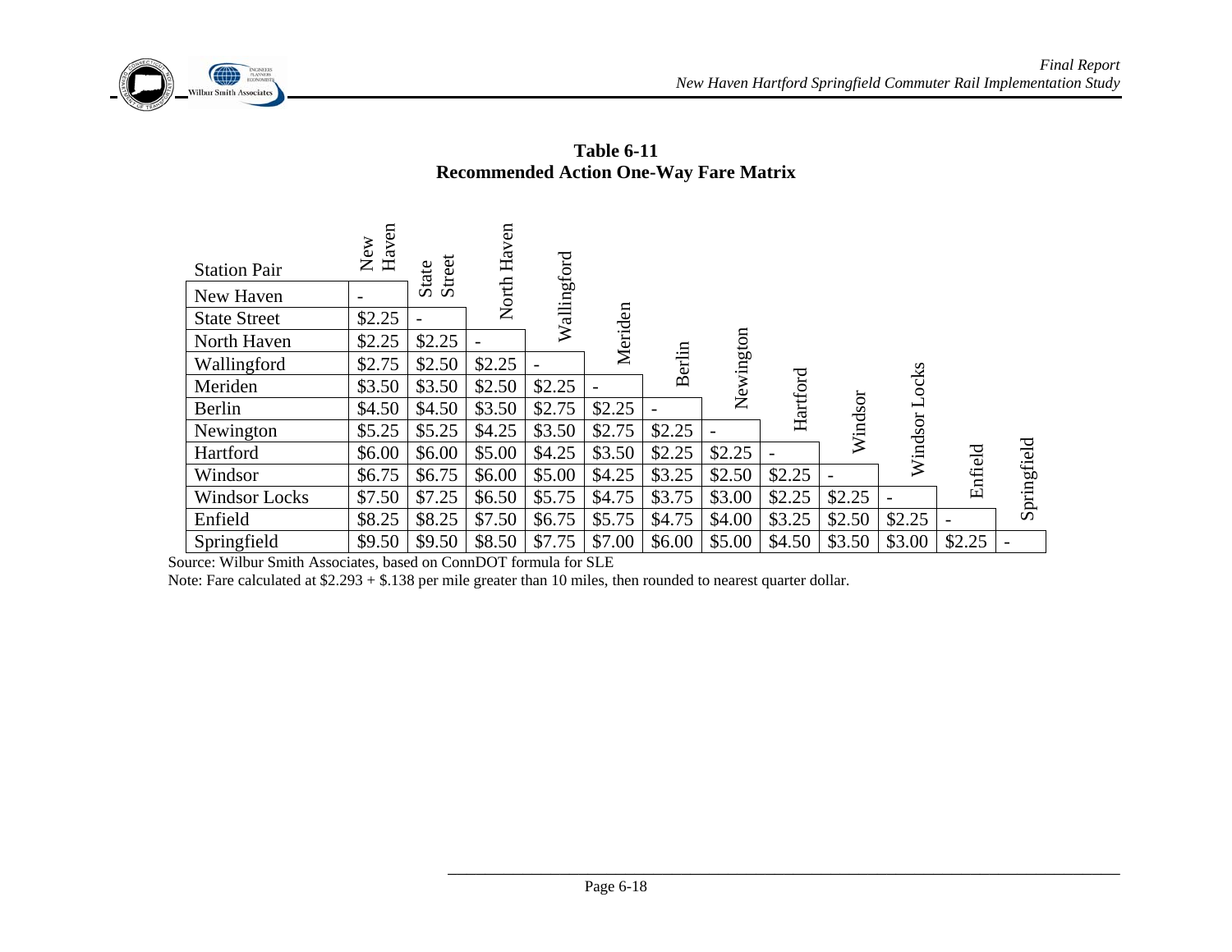**Table 6-11**
**Recommended Action One-Way Fare Matrix**

| Station Pair | New Haven | State Street | North Haven | Wallingford | Meriden | Berlin | Newington | Hartford | Windsor | Windsor Locks | Enfield | Springfield |
|---|---|---|---|---|---|---|---|---|---|---|---|---|
| New Haven | - | | | | | | | | | | | |
| State Street | $2.25 | - | | | | | | | | | | |
| North Haven | $2.25 | $2.25 | - | | | | | | | | | |
| Wallingford | $2.75 | $2.50 | $2.25 | - | | | | | | | | |
| Meriden | $3.50 | $3.50 | $2.50 | $2.25 | - | | | | | | | |
| Berlin | $4.50 | $4.50 | $3.50 | $2.75 | $2.25 | - | | | | | | |
| Newington | $5.25 | $5.25 | $4.25 | $3.50 | $2.75 | $2.25 | - | | | | | |
| Hartford | $6.00 | $6.00 | $5.00 | $4.25 | $3.50 | $2.25 | $2.25 | - | | | | |
| Windsor | $6.75 | $6.75 | $6.00 | $5.00 | $4.25 | $3.25 | $2.50 | $2.25 | - | | | |
| Windsor Locks | $7.50 | $7.25 | $6.50 | $5.75 | $4.75 | $3.75 | $3.00 | $2.25 | $2.25 | - | | |
| Enfield | $8.25 | $8.25 | $7.50 | $6.75 | $5.75 | $4.75 | $4.00 | $3.25 | $2.50 | $2.25 | - | |
| Springfield | $9.50 | $9.50 | $8.50 | $7.75 | $7.00 | $6.00 | $5.00 | $4.50 | $3.50 | $3.00 | $2.25 | - |

Source: Wilbur Smith Associates, based on ConnDOT formula for SLE

Note: Fare calculated at $2.293 + $.138 per mile greater than 10 miles, then rounded to nearest quarter dollar.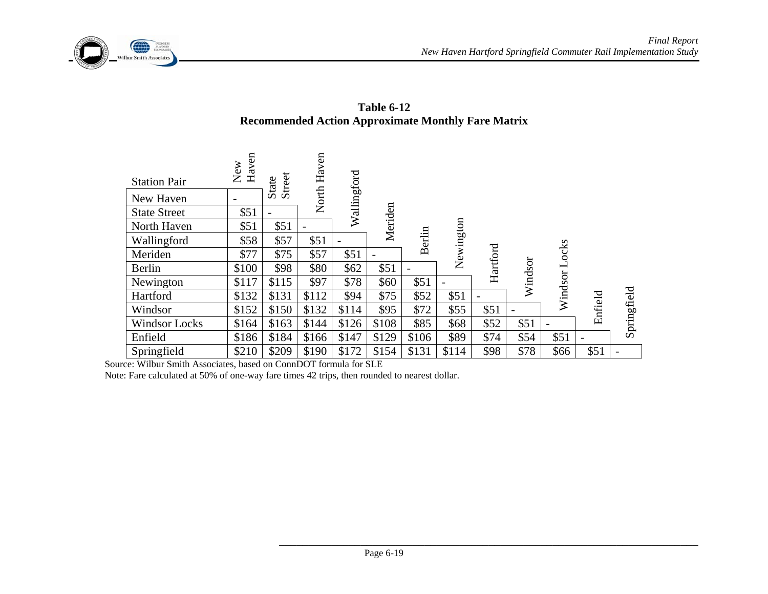**Table 6-12**
**Recommended Action Approximate Monthly Fare Matrix**

| Station Pair | New Haven | State Street | North Haven | Wallingford | Meriden | Berlin | Newington | Hartford | Windsor | Windsor Locks | Enfield | Springfield |
|---|---|---|---|---|---|---|---|---|---|---|---|---|
| New Haven | - | | | | | | | | | | | |
| State Street | $51 | - | | | | | | | | | | |
| North Haven | $51 | $51 | - | | | | | | | | | |
| Wallingford | $58 | $57 | $51 | - | | | | | | | | |
| Meriden | $77 | $75 | $57 | $51 | - | | | | | | | |
| Berlin | $100 | $98 | $80 | $62 | $51 | - | | | | | | |
| Newington | $117 | $115 | $97 | $78 | $60 | $51 | - | | | | | |
| Hartford | $132 | $131 | $112 | $94 | $75 | $52 | $51 | - | | | | |
| Windsor | $152 | $150 | $132 | $114 | $95 | $72 | $55 | $51 | - | | | |
| Windsor Locks | $164 | $163 | $144 | $126 | $108 | $85 | $68 | $52 | $51 | - | | |
| Enfield | $186 | $184 | $166 | $147 | $129 | $106 | $89 | $74 | $54 | $51 | - | |
| Springfield | $210 | $209 | $190 | $172 | $154 | $131 | $114 | $98 | $78 | $66 | $51 | - |

Source: Wilbur Smith Associates, based on ConnDOT formula for SLE

Note: Fare calculated at 50% of one-way fare times 42 trips, then rounded to nearest dollar.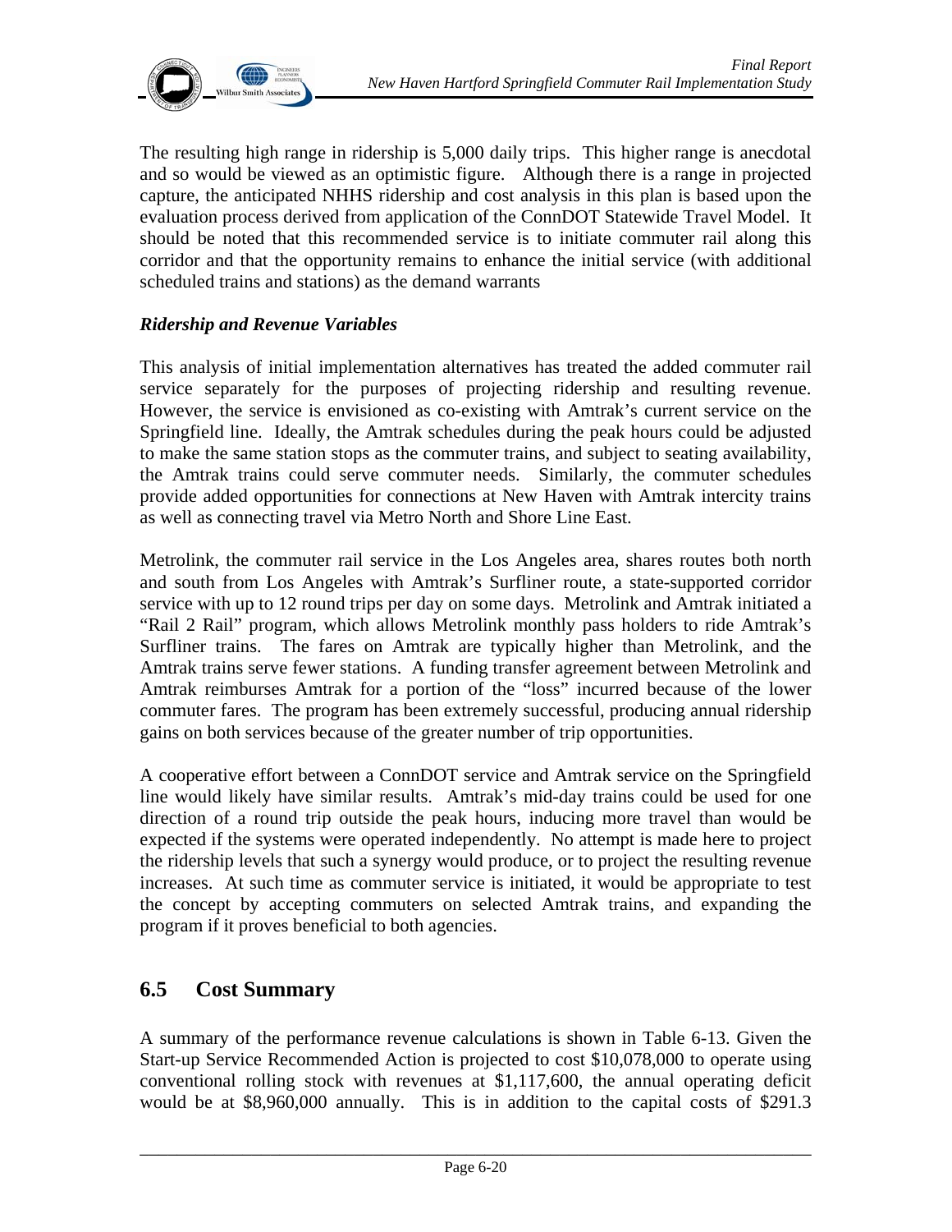The resulting high range in ridership is 5,000 daily trips. This higher range is anecdotal and so would be viewed as an optimistic figure. Although there is a range in projected capture, the anticipated NHHS ridership and cost analysis in this plan is based upon the evaluation process derived from application of the ConnDOT Statewide Travel Model. It should be noted that this recommended service is to initiate commuter rail along this corridor and that the opportunity remains to enhance the initial service (with additional scheduled trains and stations) as the demand warrants

### *Ridership and Revenue Variables*

This analysis of initial implementation alternatives has treated the added commuter rail service separately for the purposes of projecting ridership and resulting revenue. However, the service is envisioned as co-existing with Amtrak's current service on the Springfield line. Ideally, the Amtrak schedules during the peak hours could be adjusted to make the same station stops as the commuter trains, and subject to seating availability, the Amtrak trains could serve commuter needs. Similarly, the commuter schedules provide added opportunities for connections at New Haven with Amtrak intercity trains as well as connecting travel via Metro North and Shore Line East.

Metrolink, the commuter rail service in the Los Angeles area, shares routes both north and south from Los Angeles with Amtrak's Surfliner route, a state-supported corridor service with up to 12 round trips per day on some days. Metrolink and Amtrak initiated a "Rail 2 Rail" program, which allows Metrolink monthly pass holders to ride Amtrak's Surfliner trains. The fares on Amtrak are typically higher than Metrolink, and the Amtrak trains serve fewer stations. A funding transfer agreement between Metrolink and Amtrak reimburses Amtrak for a portion of the "loss" incurred because of the lower commuter fares. The program has been extremely successful, producing annual ridership gains on both services because of the greater number of trip opportunities.

A cooperative effort between a ConnDOT service and Amtrak service on the Springfield line would likely have similar results. Amtrak's mid-day trains could be used for one direction of a round trip outside the peak hours, inducing more travel than would be expected if the systems were operated independently. No attempt is made here to project the ridership levels that such a synergy would produce, or to project the resulting revenue increases. At such time as commuter service is initiated, it would be appropriate to test the concept by accepting commuters on selected Amtrak trains, and expanding the program if it proves beneficial to both agencies.

## 6.5 Cost Summary

A summary of the performance revenue calculations is shown in Table 6-13. Given the Start-up Service Recommended Action is projected to cost $10,078,000 to operate using conventional rolling stock with revenues at $1,117,600, the annual operating deficit would be at $8,960,000 annually. This is in addition to the capital costs of $291.3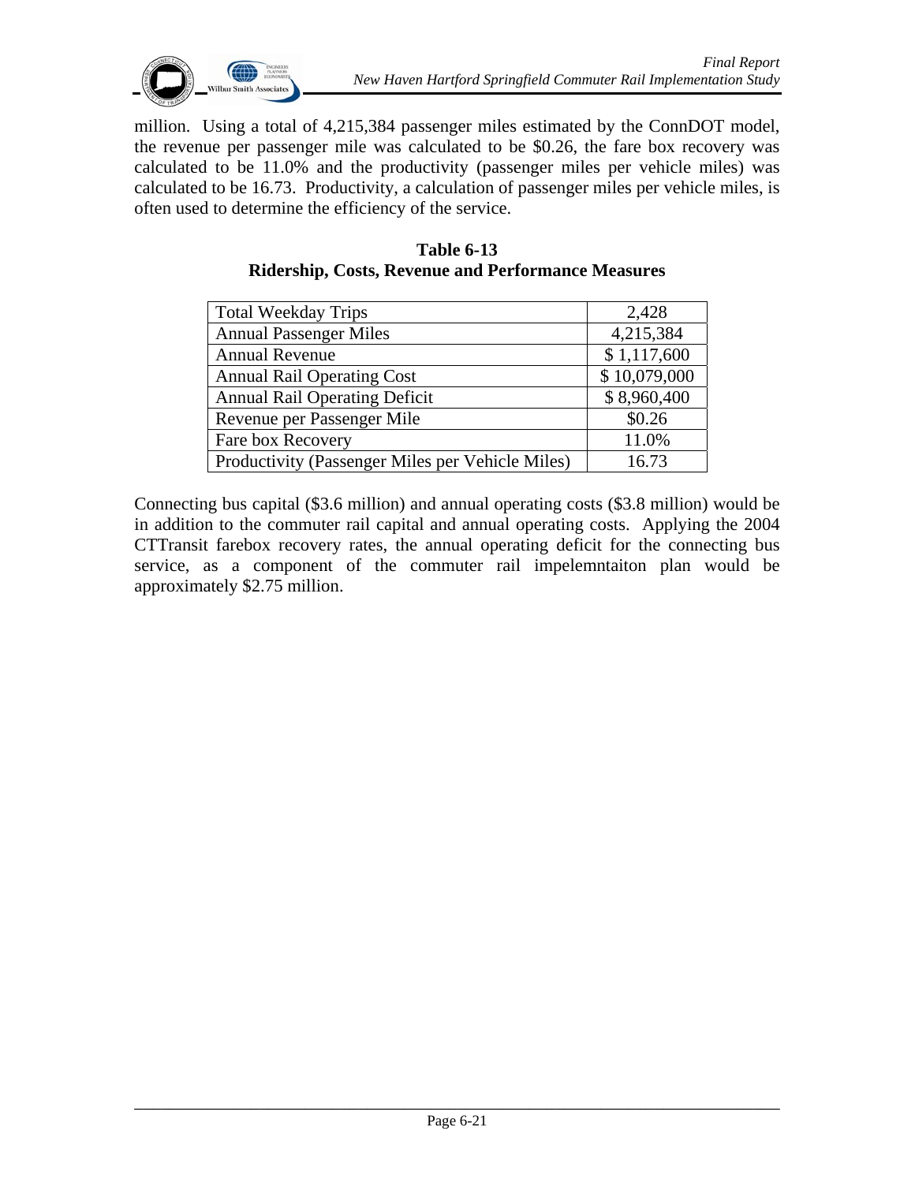million. Using a total of 4,215,384 passenger miles estimated by the ConnDOT model, the revenue per passenger mile was calculated to be $0.26, the fare box recovery was calculated to be 11.0% and the productivity (passenger miles per vehicle miles) was calculated to be 16.73. Productivity, a calculation of passenger miles per vehicle miles, is often used to determine the efficiency of the service.

**Table 6-13**
**Ridership, Costs, Revenue and Performance Measures**

| | |
|---|---|
| Total Weekday Trips | 2,428 |
| Annual Passenger Miles | 4,215,384 |
| Annual Revenue | $ 1,117,600 |
| Annual Rail Operating Cost | $ 10,079,000 |
| Annual Rail Operating Deficit | $ 8,960,400 |
| Revenue per Passenger Mile | $0.26 |
| Fare box Recovery | 11.0% |
| Productivity (Passenger Miles per Vehicle Miles) | 16.73 |

Connecting bus capital ($3.6 million) and annual operating costs ($3.8 million) would be in addition to the commuter rail capital and annual operating costs. Applying the 2004 CTTransit farebox recovery rates, the annual operating deficit for the connecting bus service, as a component of the commuter rail impelemntaiton plan would be approximately $2.75 million.